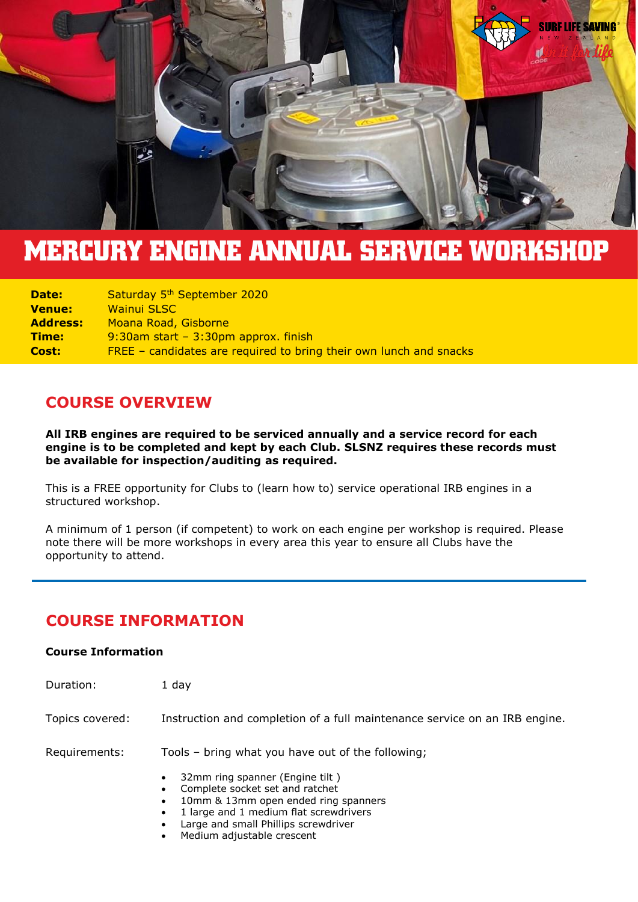# MERCURY ENGINE ANNUAL SERVICE WORKSHOP

| | |
|---|---|
| **Date:** | Saturday 5th September 2020 |
| **Venue:** | Wainui SLSC |
| **Address:** | Moana Road, Gisborne |
| **Time:** | 9:30am start – 3:30pm approx. finish |
| **Cost:** | FREE – candidates are required to bring their own lunch and snacks |

## COURSE OVERVIEW

**All IRB engines are required to be serviced annually and a service record for each engine is to be completed and kept by each Club. SLSNZ requires these records must be available for inspection/auditing as required.**

This is a FREE opportunity for Clubs to (learn how to) service operational IRB engines in a structured workshop.

A minimum of 1 person (if competent) to work on each engine per workshop is required. Please note there will be more workshops in every area this year to ensure all Clubs have the opportunity to attend.

## COURSE INFORMATION

**Course Information**

Duration: 1 day

Topics covered: Instruction and completion of a full maintenance service on an IRB engine.

Requirements: Tools – bring what you have out of the following;

- 32mm ring spanner (Engine tilt )
- Complete socket set and ratchet
- 10mm & 13mm open ended ring spanners
- 1 large and 1 medium flat screwdrivers
- Large and small Phillips screwdriver
- Medium adjustable crescent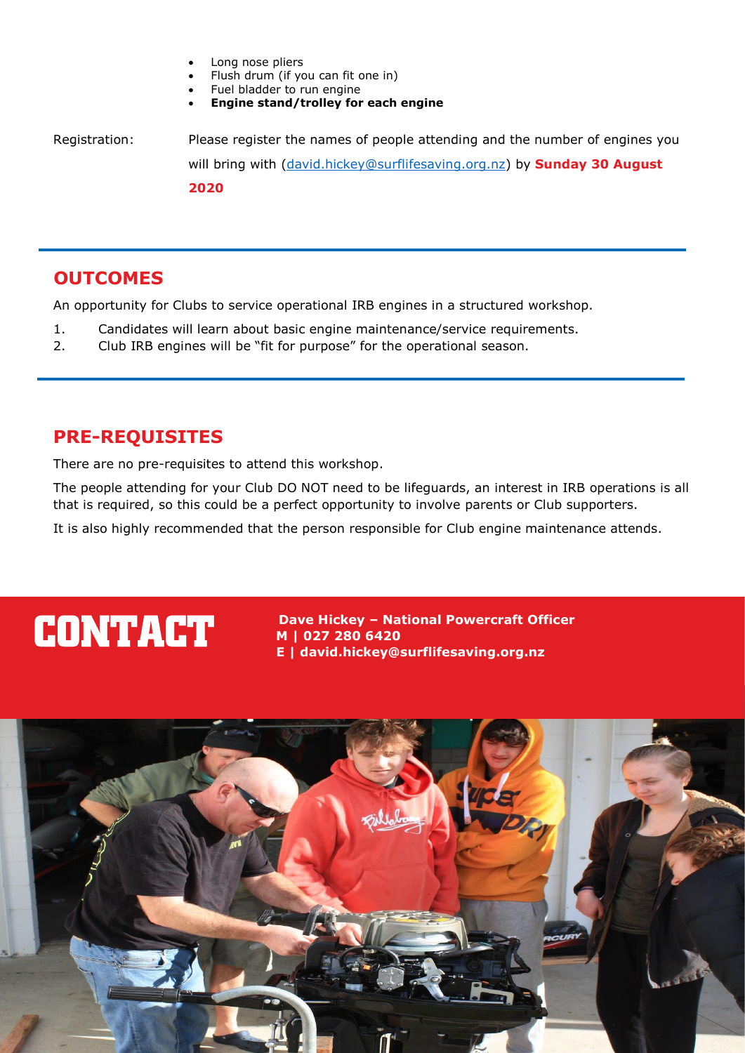- Long nose pliers
- Flush drum (if you can fit one in)
- Fuel bladder to run engine
- **Engine stand/trolley for each engine**

Registration: Please register the names of people attending and the number of engines you will bring with (david.hickey@surflifesaving.org.nz) by **Sunday 30 August 2020**

## OUTCOMES

An opportunity for Clubs to service operational IRB engines in a structured workshop.

1. Candidates will learn about basic engine maintenance/service requirements.
2. Club IRB engines will be "fit for purpose" for the operational season.

## PRE-REQUISITES

There are no pre-requisites to attend this workshop.

The people attending for your Club DO NOT need to be lifeguards, an interest in IRB operations is all that is required, so this could be a perfect opportunity to involve parents or Club supporters.

It is also highly recommended that the person responsible for Club engine maintenance attends.

## CONTACT

**Dave Hickey – National Powercraft Officer**
**M | 027 280 6420**
**E | david.hickey@surflifesaving.org.nz**